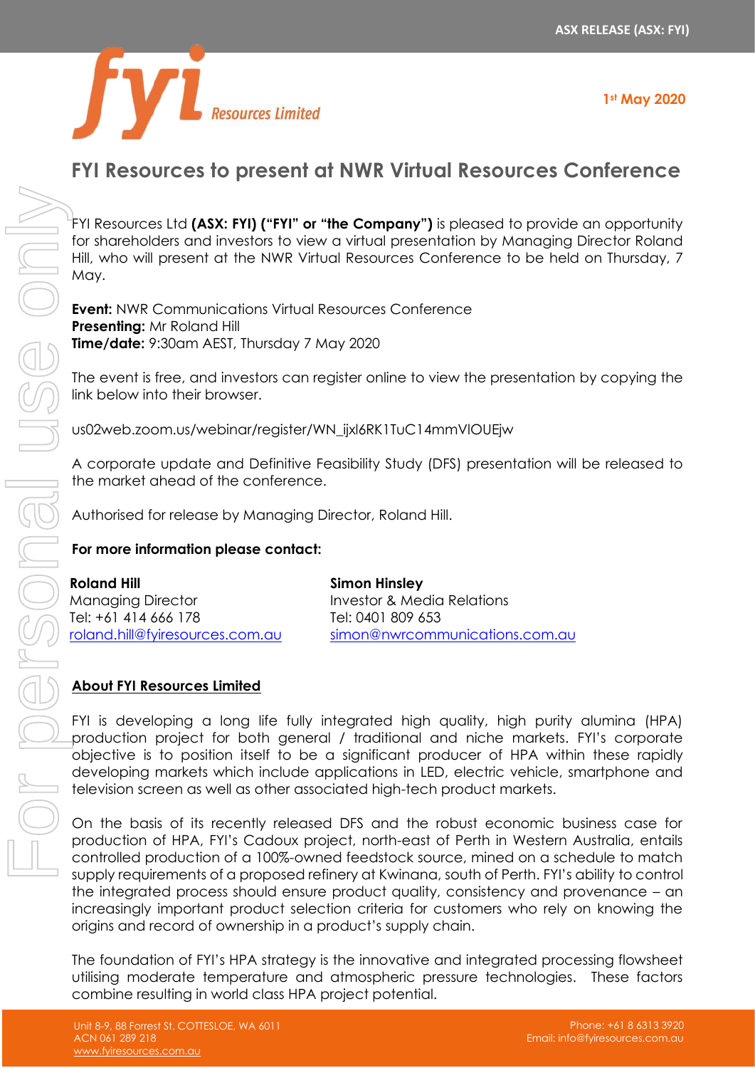ASX RELEASE (ASX: FYI)

1st May 2020

# FYI Resources to present at NWR Virtual Resources Conference

FYI Resources Ltd **(ASX: FYI) ("FYI" or "the Company")** is pleased to provide an opportunity for shareholders and investors to view a virtual presentation by Managing Director Roland Hill, who will present at the NWR Virtual Resources Conference to be held on Thursday, 7 May.

**Event:** NWR Communications Virtual Resources Conference
**Presenting:** Mr Roland Hill
**Time/date:** 9:30am AEST, Thursday 7 May 2020

The event is free, and investors can register online to view the presentation by copying the link below into their browser.

us02web.zoom.us/webinar/register/WN_ijxl6RK1TuC14mmVIOUEjw

A corporate update and Definitive Feasibility Study (DFS) presentation will be released to the market ahead of the conference.

Authorised for release by Managing Director, Roland Hill.

**For more information please contact:**

**Roland Hill**
Managing Director
Tel: +61 414 666 178
roland.hill@fyiresources.com.au

**Simon Hinsley**
Investor & Media Relations
Tel: 0401 809 653
simon@nwrcommunications.com.au

## About FYI Resources Limited

FYI is developing a long life fully integrated high quality, high purity alumina (HPA) production project for both general / traditional and niche markets. FYI's corporate objective is to position itself to be a significant producer of HPA within these rapidly developing markets which include applications in LED, electric vehicle, smartphone and television screen as well as other associated high-tech product markets.

On the basis of its recently released DFS and the robust economic business case for production of HPA, FYI's Cadoux project, north-east of Perth in Western Australia, entails controlled production of a 100%-owned feedstock source, mined on a schedule to match supply requirements of a proposed refinery at Kwinana, south of Perth. FYI's ability to control the integrated process should ensure product quality, consistency and provenance – an increasingly important product selection criteria for customers who rely on knowing the origins and record of ownership in a product's supply chain.

The foundation of FYI's HPA strategy is the innovative and integrated processing flowsheet utilising moderate temperature and atmospheric pressure technologies. These factors combine resulting in world class HPA project potential.

Unit 8-9, 88 Forrest St, COTTESLOE, WA 6011
ACN 061 289 218
www.fyiresources.com.au

Phone: +61 8 6313 3920
Email: info@fyiresources.com.au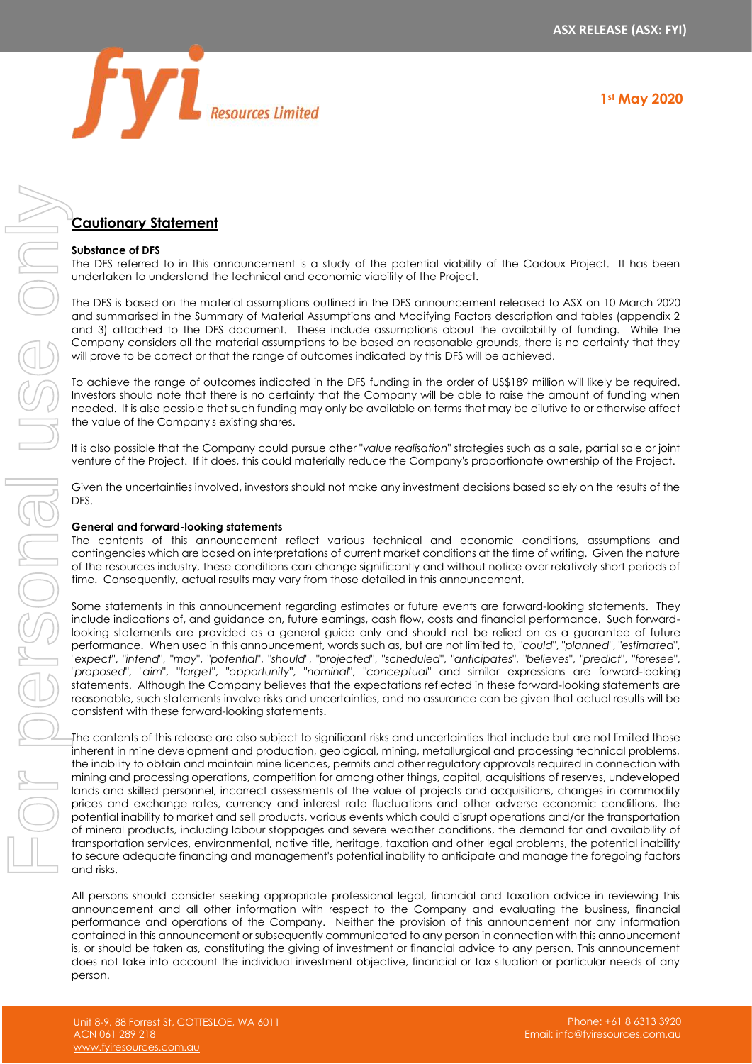## Cautionary Statement

**Substance of DFS**

The DFS referred to in this announcement is a study of the potential viability of the Cadoux Project. It has been undertaken to understand the technical and economic viability of the Project.

The DFS is based on the material assumptions outlined in the DFS announcement released to ASX on 10 March 2020 and summarised in the Summary of Material Assumptions and Modifying Factors description and tables (appendix 2 and 3) attached to the DFS document. These include assumptions about the availability of funding. While the Company considers all the material assumptions to be based on reasonable grounds, there is no certainty that they will prove to be correct or that the range of outcomes indicated by this DFS will be achieved.

To achieve the range of outcomes indicated in the DFS funding in the order of US$189 million will likely be required. Investors should note that there is no certainty that the Company will be able to raise the amount of funding when needed. It is also possible that such funding may only be available on terms that may be dilutive to or otherwise affect the value of the Company's existing shares.

It is also possible that the Company could pursue other "*value realisation*" strategies such as a sale, partial sale or joint venture of the Project. If it does, this could materially reduce the Company's proportionate ownership of the Project.

Given the uncertainties involved, investors should not make any investment decisions based solely on the results of the DFS.

**General and forward-looking statements**

The contents of this announcement reflect various technical and economic conditions, assumptions and contingencies which are based on interpretations of current market conditions at the time of writing. Given the nature of the resources industry, these conditions can change significantly and without notice over relatively short periods of time. Consequently, actual results may vary from those detailed in this announcement.

Some statements in this announcement regarding estimates or future events are forward-looking statements. They include indications of, and guidance on, future earnings, cash flow, costs and financial performance. Such forward-looking statements are provided as a general guide only and should not be relied on as a guarantee of future performance. When used in this announcement, words such as, but are not limited to, "*could*", "*planned*", "*estimated*", "*expect*", "*intend*", "*may*", "*potential*", "*should*", "*projected*", "*scheduled*", "*anticipates*", "*believes*", "*predict*", "*foresee*", "*proposed*", "*aim*", "*target*", "*opportunity*", "*nominal*", "*conceptual*" and similar expressions are forward-looking statements. Although the Company believes that the expectations reflected in these forward-looking statements are reasonable, such statements involve risks and uncertainties, and no assurance can be given that actual results will be consistent with these forward-looking statements.

The contents of this release are also subject to significant risks and uncertainties that include but are not limited those inherent in mine development and production, geological, mining, metallurgical and processing technical problems, the inability to obtain and maintain mine licences, permits and other regulatory approvals required in connection with mining and processing operations, competition for among other things, capital, acquisitions of reserves, undeveloped lands and skilled personnel, incorrect assessments of the value of projects and acquisitions, changes in commodity prices and exchange rates, currency and interest rate fluctuations and other adverse economic conditions, the potential inability to market and sell products, various events which could disrupt operations and/or the transportation of mineral products, including labour stoppages and severe weather conditions, the demand for and availability of transportation services, environmental, native title, heritage, taxation and other legal problems, the potential inability to secure adequate financing and management's potential inability to anticipate and manage the foregoing factors and risks.

All persons should consider seeking appropriate professional legal, financial and taxation advice in reviewing this announcement and all other information with respect to the Company and evaluating the business, financial performance and operations of the Company. Neither the provision of this announcement nor any information contained in this announcement or subsequently communicated to any person in connection with this announcement is, or should be taken as, constituting the giving of investment or financial advice to any person. This announcement does not take into account the individual investment objective, financial or tax situation or particular needs of any person.